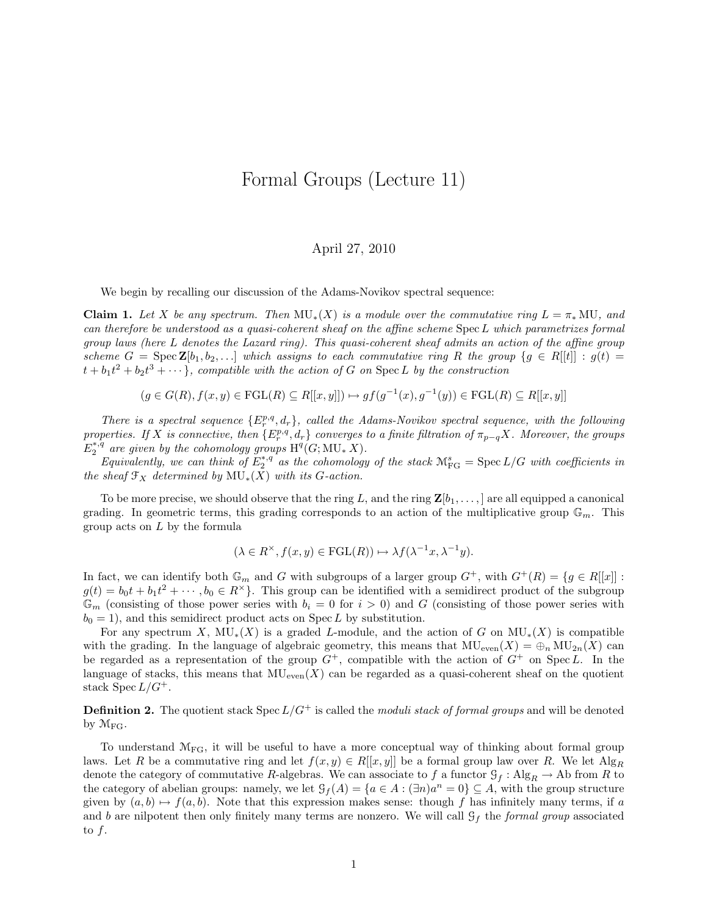# Formal Groups (Lecture 11)

April 27, 2010

We begin by recalling our discussion of the Adams-Novikov spectral sequence:

**Claim 1.** *Let $X$ be any spectrum. Then $\mathrm{MU}_*(X)$ is a module over the commutative ring $L = \pi_* \mathrm{MU}$, and can therefore be understood as a quasi-coherent sheaf on the affine scheme $\operatorname{Spec} L$ which parametrizes formal group laws (here $L$ denotes the Lazard ring). This quasi-coherent sheaf admits an action of the affine group scheme $G = \operatorname{Spec} \mathbf{Z}[b_1, b_2, \ldots]$ which assigns to each commutative ring $R$ the group $\{g \in R[[t]] : g(t) = t + b_1 t^2 + b_2 t^3 + \cdots\}$, compatible with the action of $G$ on $\operatorname{Spec} L$ by the construction*

$$(g \in G(R), f(x,y) \in \mathrm{FGL}(R) \subseteq R[[x,y]]) \mapsto gf(g^{-1}(x), g^{-1}(y)) \in \mathrm{FGL}(R) \subseteq R[[x,y]]$$

*There is a spectral sequence $\{E_r^{p,q}, d_r\}$, called the Adams-Novikov spectral sequence, with the following properties. If $X$ is connective, then $\{E_r^{p,q}, d_r\}$ converges to a finite filtration of $\pi_{p-q} X$. Moreover, the groups $E_2^{*,q}$ are given by the cohomology groups $\mathrm{H}^q(G; \mathrm{MU}_* X)$.*

*Equivalently, we can think of $E_2^{*,q}$ as the cohomology of the stack $\mathcal{M}^s_{\mathrm{FG}} = \operatorname{Spec} L/G$ with coefficients in the sheaf $\mathcal{F}_X$ determined by $\mathrm{MU}_*(X)$ with its $G$-action.*

To be more precise, we should observe that the ring $L$, and the ring $\mathbf{Z}[b_1, \ldots,]$ are all equipped a canonical grading. In geometric terms, this grading corresponds to an action of the multiplicative group $\mathbb{G}_m$. This group acts on $L$ by the formula

$$(\lambda \in R^\times, f(x,y) \in \mathrm{FGL}(R)) \mapsto \lambda f(\lambda^{-1} x, \lambda^{-1} y).$$

In fact, we can identify both $\mathbb{G}_m$ and $G$ with subgroups of a larger group $G^+$, with $G^+(R) = \{g \in R[[x]] : g(t) = b_0 t + b_1 t^2 + \cdots, b_0 \in R^\times\}$. This group can be identified with a semidirect product of the subgroup $\mathbb{G}_m$ (consisting of those power series with $b_i = 0$ for $i > 0$) and $G$ (consisting of those power series with $b_0 = 1$), and this semidirect product acts on $\operatorname{Spec} L$ by substitution.

For any spectrum $X$, $\mathrm{MU}_*(X)$ is a graded $L$-module, and the action of $G$ on $\mathrm{MU}_*(X)$ is compatible with the grading. In the language of algebraic geometry, this means that $\mathrm{MU}_{\mathrm{even}}(X) = \oplus_n \mathrm{MU}_{2n}(X)$ can be regarded as a representation of the group $G^+$, compatible with the action of $G^+$ on $\operatorname{Spec} L$. In the language of stacks, this means that $\mathrm{MU}_{\mathrm{even}}(X)$ can be regarded as a quasi-coherent sheaf on the quotient stack $\operatorname{Spec} L/G^+$.

**Definition 2.** The quotient stack $\operatorname{Spec} L/G^+$ is called the *moduli stack of formal groups* and will be denoted by $\mathcal{M}_{\mathrm{FG}}$.

To understand $\mathcal{M}_{\mathrm{FG}}$, it will be useful to have a more conceptual way of thinking about formal group laws. Let $R$ be a commutative ring and let $f(x,y) \in R[[x,y]]$ be a formal group law over $R$. We let $\mathrm{Alg}_R$ denote the category of commutative $R$-algebras. We can associate to $f$ a functor $\mathcal{G}_f : \mathrm{Alg}_R \to \mathrm{Ab}$ from $R$ to the category of abelian groups: namely, we let $\mathcal{G}_f(A) = \{a \in A : (\exists n) a^n = 0\} \subseteq A$, with the group structure given by $(a, b) \mapsto f(a, b)$. Note that this expression makes sense: though $f$ has infinitely many terms, if $a$ and $b$ are nilpotent then only finitely many terms are nonzero. We will call $\mathcal{G}_f$ the *formal group* associated to $f$.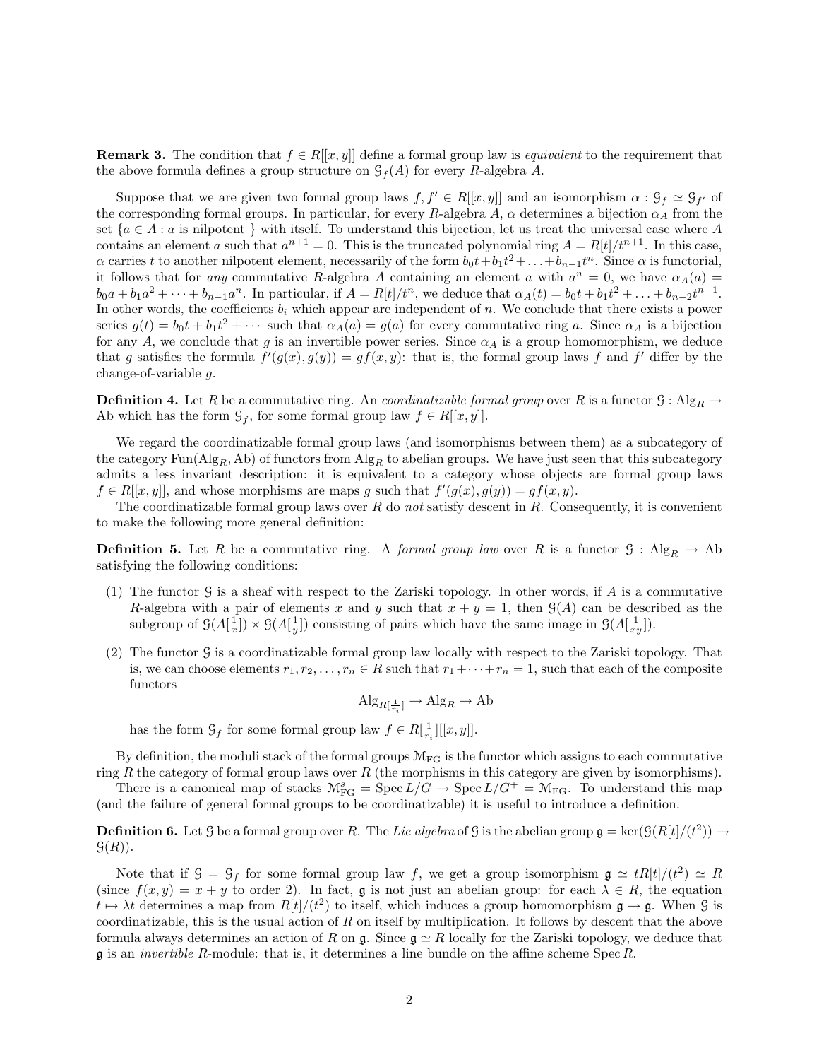**Remark 3.** The condition that $f \in R[[x, y]]$ define a formal group law is *equivalent* to the requirement that the above formula defines a group structure on $\mathcal{G}_f(A)$ for every $R$-algebra $A$.

Suppose that we are given two formal group laws $f, f' \in R[[x, y]]$ and an isomorphism $\alpha : \mathcal{G}_f \simeq \mathcal{G}_{f'}$ of the corresponding formal groups. In particular, for every $R$-algebra $A$, $\alpha$ determines a bijection $\alpha_A$ from the set $\{a \in A : a \text{ is nilpotent } \}$ with itself. To understand this bijection, let us treat the universal case where $A$ contains an element $a$ such that $a^{n+1} = 0$. This is the truncated polynomial ring $A = R[t]/t^{n+1}$. In this case, $\alpha$ carries $t$ to another nilpotent element, necessarily of the form $b_0 t + b_1 t^2 + \ldots + b_{n-1} t^n$. Since $\alpha$ is functorial, it follows that for *any* commutative $R$-algebra $A$ containing an element $a$ with $a^n = 0$, we have $\alpha_A(a) = b_0 a + b_1 a^2 + \cdots + b_{n-1} a^n$. In particular, if $A = R[t]/t^n$, we deduce that $\alpha_A(t) = b_0 t + b_1 t^2 + \ldots + b_{n-2} t^{n-1}$. In other words, the coefficients $b_i$ which appear are independent of $n$. We conclude that there exists a power series $g(t) = b_0 t + b_1 t^2 + \cdots$ such that $\alpha_A(a) = g(a)$ for every commutative ring $a$. Since $\alpha_A$ is a bijection for any $A$, we conclude that $g$ is an invertible power series. Since $\alpha_A$ is a group homomorphism, we deduce that $g$ satisfies the formula $f'(g(x), g(y)) = gf(x, y)$: that is, the formal group laws $f$ and $f'$ differ by the change-of-variable $g$.

**Definition 4.** Let $R$ be a commutative ring. An *coordinatizable formal group* over $R$ is a functor $\mathcal{G} : \mathrm{Alg}_R \to \mathrm{Ab}$ which has the form $\mathcal{G}_f$, for some formal group law $f \in R[[x, y]]$.

We regard the coordinatizable formal group laws (and isomorphisms between them) as a subcategory of the category $\mathrm{Fun}(\mathrm{Alg}_R, \mathrm{Ab})$ of functors from $\mathrm{Alg}_R$ to abelian groups. We have just seen that this subcategory admits a less invariant description: it is equivalent to a category whose objects are formal group laws $f \in R[[x, y]]$, and whose morphisms are maps $g$ such that $f'(g(x), g(y)) = gf(x, y)$.

The coordinatizable formal group laws over $R$ do *not* satisfy descent in $R$. Consequently, it is convenient to make the following more general definition:

**Definition 5.** Let $R$ be a commutative ring. A *formal group law* over $R$ is a functor $\mathcal{G} : \mathrm{Alg}_R \to \mathrm{Ab}$ satisfying the following conditions:

1. The functor $\mathcal{G}$ is a sheaf with respect to the Zariski topology. In other words, if $A$ is a commutative $R$-algebra with a pair of elements $x$ and $y$ such that $x + y = 1$, then $\mathcal{G}(A)$ can be described as the subgroup of $\mathcal{G}(A[\frac{1}{x}]) \times \mathcal{G}(A[\frac{1}{y}])$ consisting of pairs which have the same image in $\mathcal{G}(A[\frac{1}{xy}])$.
2. The functor $\mathcal{G}$ is a coordinatizable formal group law locally with respect to the Zariski topology. That is, we can choose elements $r_1, r_2, \ldots, r_n \in R$ such that $r_1 + \cdots + r_n = 1$, such that each of the composite functors
$$\mathrm{Alg}_{R[\frac{1}{r_i}]} \to \mathrm{Alg}_R \to \mathrm{Ab}$$
has the form $\mathcal{G}_f$ for some formal group law $f \in R[\frac{1}{r_i}][[x, y]]$.

By definition, the moduli stack of the formal groups $\mathcal{M}_{\mathrm{FG}}$ is the functor which assigns to each commutative ring $R$ the category of formal group laws over $R$ (the morphisms in this category are given by isomorphisms).

There is a canonical map of stacks $\mathcal{M}^s_{\mathrm{FG}} = \operatorname{Spec} L/G \to \operatorname{Spec} L/G^+ = \mathcal{M}_{\mathrm{FG}}$. To understand this map (and the failure of general formal groups to be coordinatizable) it is useful to introduce a definition.

**Definition 6.** Let $\mathcal{G}$ be a formal group over $R$. The *Lie algebra* of $\mathcal{G}$ is the abelian group $\mathfrak{g} = \ker(\mathcal{G}(R[t]/(t^2)) \to \mathcal{G}(R))$.

Note that if $\mathcal{G} = \mathcal{G}_f$ for some formal group law $f$, we get a group isomorphism $\mathfrak{g} \simeq tR[t]/(t^2) \simeq R$ (since $f(x, y) = x + y$ to order 2). In fact, $\mathfrak{g}$ is not just an abelian group: for each $\lambda \in R$, the equation $t \mapsto \lambda t$ determines a map from $R[t]/(t^2)$ to itself, which induces a group homomorphism $\mathfrak{g} \to \mathfrak{g}$. When $\mathcal{G}$ is coordinatizable, this is the usual action of $R$ on itself by multiplication. It follows by descent that the above formula always determines an action of $R$ on $\mathfrak{g}$. Since $\mathfrak{g} \simeq R$ locally for the Zariski topology, we deduce that $\mathfrak{g}$ is an *invertible* $R$-module: that is, it determines a line bundle on the affine scheme $\operatorname{Spec} R$.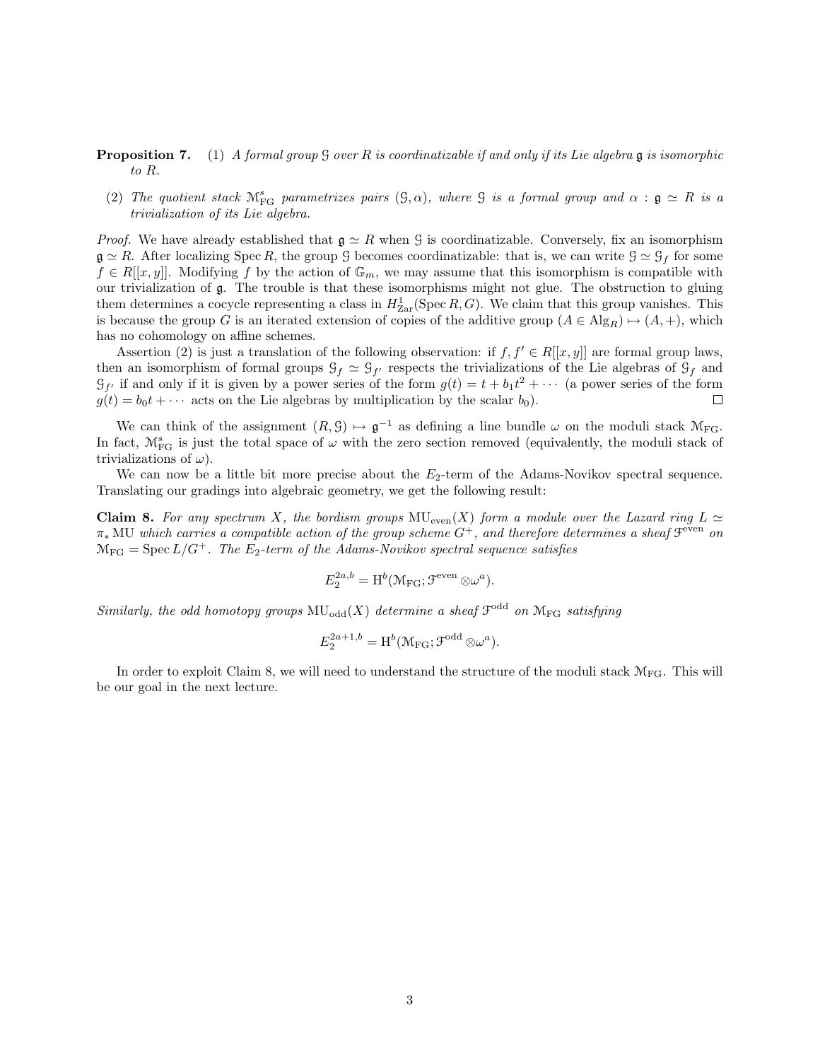**Proposition 7.** (1) *A formal group $\mathcal{G}$ over $R$ is coordinatizable if and only if its Lie algebra $\mathfrak{g}$ is isomorphic to $R$.*

(2) *The quotient stack $\mathcal{M}^s_{\mathrm{FG}}$ parametrizes pairs $(\mathcal{G}, \alpha)$, where $\mathcal{G}$ is a formal group and $\alpha : \mathfrak{g} \simeq R$ is a trivialization of its Lie algebra.*

*Proof.* We have already established that $\mathfrak{g} \simeq R$ when $\mathcal{G}$ is coordinatizable. Conversely, fix an isomorphism $\mathfrak{g} \simeq R$. After localizing $\operatorname{Spec} R$, the group $\mathcal{G}$ becomes coordinatizable: that is, we can write $\mathcal{G} \simeq \mathcal{G}_f$ for some $f \in R[[x, y]]$. Modifying $f$ by the action of $\mathbb{G}_m$, we may assume that this isomorphism is compatible with our trivialization of $\mathfrak{g}$. The trouble is that these isomorphisms might not glue. The obstruction to gluing them determines a cocycle representing a class in $H^1_{\mathrm{Zar}}(\operatorname{Spec} R, G)$. We claim that this group vanishes. This is because the group $G$ is an iterated extension of copies of the additive group $(A \in \mathrm{Alg}_R) \mapsto (A, +)$, which has no cohomology on affine schemes.

Assertion (2) is just a translation of the following observation: if $f, f' \in R[[x, y]]$ are formal group laws, then an isomorphism of formal groups $\mathcal{G}_f \simeq \mathcal{G}_{f'}$ respects the trivializations of the Lie algebras of $\mathcal{G}_f$ and $\mathcal{G}_{f'}$ if and only if it is given by a power series of the form $g(t) = t + b_1 t^2 + \cdots$ (a power series of the form $g(t) = b_0 t + \cdots$ acts on the Lie algebras by multiplication by the scalar $b_0$). □

We can think of the assignment $(R, \mathcal{G}) \mapsto \mathfrak{g}^{-1}$ as defining a line bundle $\omega$ on the moduli stack $\mathcal{M}_{\mathrm{FG}}$. In fact, $\mathcal{M}^s_{\mathrm{FG}}$ is just the total space of $\omega$ with the zero section removed (equivalently, the moduli stack of trivializations of $\omega$).

We can now be a little bit more precise about the $E_2$-term of the Adams-Novikov spectral sequence. Translating our gradings into algebraic geometry, we get the following result:

**Claim 8.** *For any spectrum $X$, the bordism groups $\mathrm{MU}_{\mathrm{even}}(X)$ form a module over the Lazard ring $L \simeq \pi_* \mathrm{MU}$ which carries a compatible action of the group scheme $G^+$, and therefore determines a sheaf $\mathcal{F}^{\mathrm{even}}$ on $\mathcal{M}_{\mathrm{FG}} = \operatorname{Spec} L/G^+$. The $E_2$-term of the Adams-Novikov spectral sequence satisfies*

$$E_2^{2a,b} = \mathrm{H}^b(\mathcal{M}_{\mathrm{FG}}; \mathcal{F}^{\mathrm{even}} \otimes \omega^a).$$

*Similarly, the odd homotopy groups $\mathrm{MU}_{\mathrm{odd}}(X)$ determine a sheaf $\mathcal{F}^{\mathrm{odd}}$ on $\mathcal{M}_{\mathrm{FG}}$ satisfying*

$$E_2^{2a+1,b} = \mathrm{H}^b(\mathcal{M}_{\mathrm{FG}}; \mathcal{F}^{\mathrm{odd}} \otimes \omega^a).$$

In order to exploit Claim 8, we will need to understand the structure of the moduli stack $\mathcal{M}_{\mathrm{FG}}$. This will be our goal in the next lecture.